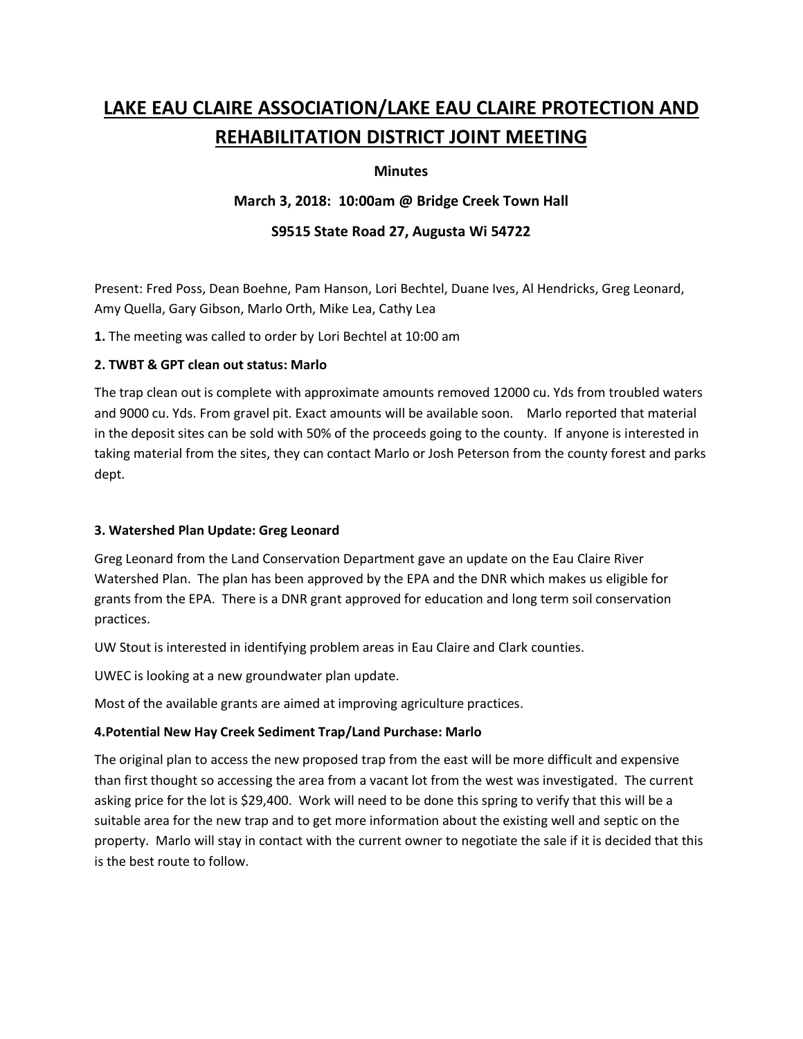# LAKE EAU CLAIRE ASSOCIATION/LAKE EAU CLAIRE PROTECTION AND REHABILITATION DISTRICT JOINT MEETING

**Minutes**

**March 3, 2018: 10:00am @ Bridge Creek Town Hall**

**S9515 State Road 27, Augusta Wi 54722**

Present: Fred Poss, Dean Boehne, Pam Hanson, Lori Bechtel, Duane Ives, Al Hendricks, Greg Leonard, Amy Quella, Gary Gibson, Marlo Orth, Mike Lea, Cathy Lea

**1.** The meeting was called to order by Lori Bechtel at 10:00 am

**2. TWBT & GPT clean out status: Marlo**

The trap clean out is complete with approximate amounts removed 12000 cu. Yds from troubled waters and 9000 cu. Yds. From gravel pit. Exact amounts will be available soon. Marlo reported that material in the deposit sites can be sold with 50% of the proceeds going to the county. If anyone is interested in taking material from the sites, they can contact Marlo or Josh Peterson from the county forest and parks dept.

**3. Watershed Plan Update: Greg Leonard**

Greg Leonard from the Land Conservation Department gave an update on the Eau Claire River Watershed Plan. The plan has been approved by the EPA and the DNR which makes us eligible for grants from the EPA. There is a DNR grant approved for education and long term soil conservation practices.

UW Stout is interested in identifying problem areas in Eau Claire and Clark counties.

UWEC is looking at a new groundwater plan update.

Most of the available grants are aimed at improving agriculture practices.

**4.Potential New Hay Creek Sediment Trap/Land Purchase: Marlo**

The original plan to access the new proposed trap from the east will be more difficult and expensive than first thought so accessing the area from a vacant lot from the west was investigated. The current asking price for the lot is $29,400. Work will need to be done this spring to verify that this will be a suitable area for the new trap and to get more information about the existing well and septic on the property. Marlo will stay in contact with the current owner to negotiate the sale if it is decided that this is the best route to follow.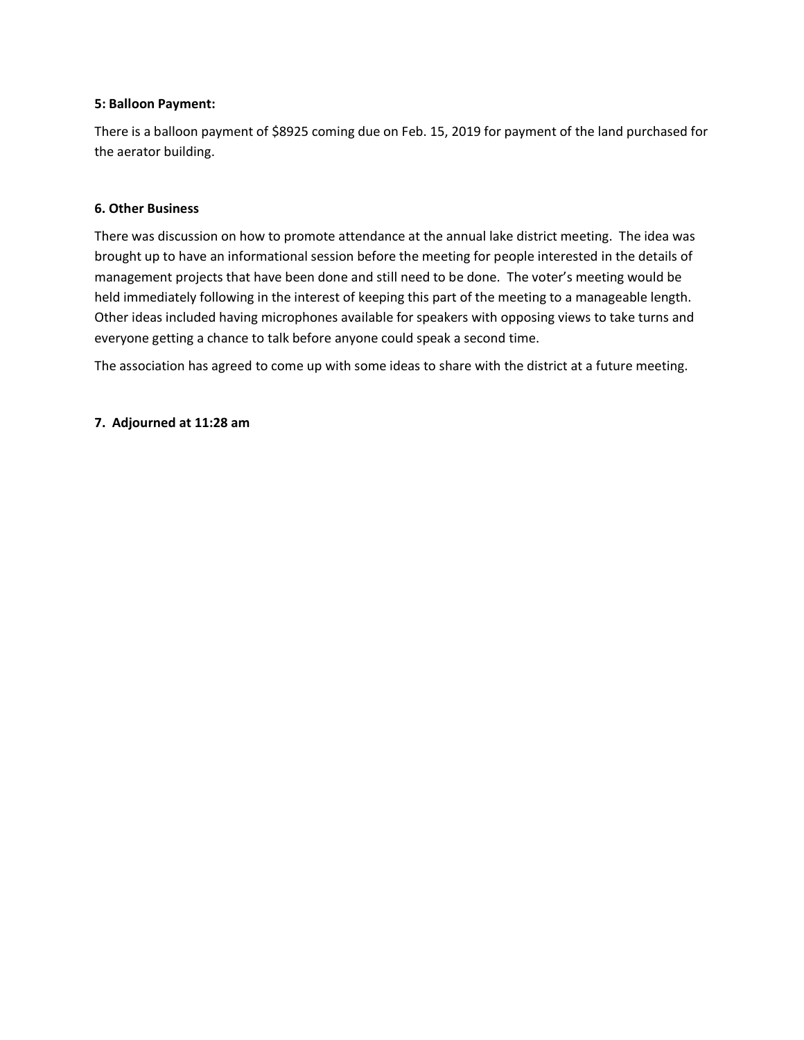**5: Balloon Payment:**

There is a balloon payment of $8925 coming due on Feb. 15, 2019 for payment of the land purchased for the aerator building.

**6. Other Business**

There was discussion on how to promote attendance at the annual lake district meeting. The idea was brought up to have an informational session before the meeting for people interested in the details of management projects that have been done and still need to be done. The voter's meeting would be held immediately following in the interest of keeping this part of the meeting to a manageable length. Other ideas included having microphones available for speakers with opposing views to take turns and everyone getting a chance to talk before anyone could speak a second time.

The association has agreed to come up with some ideas to share with the district at a future meeting.

**7. Adjourned at 11:28 am**